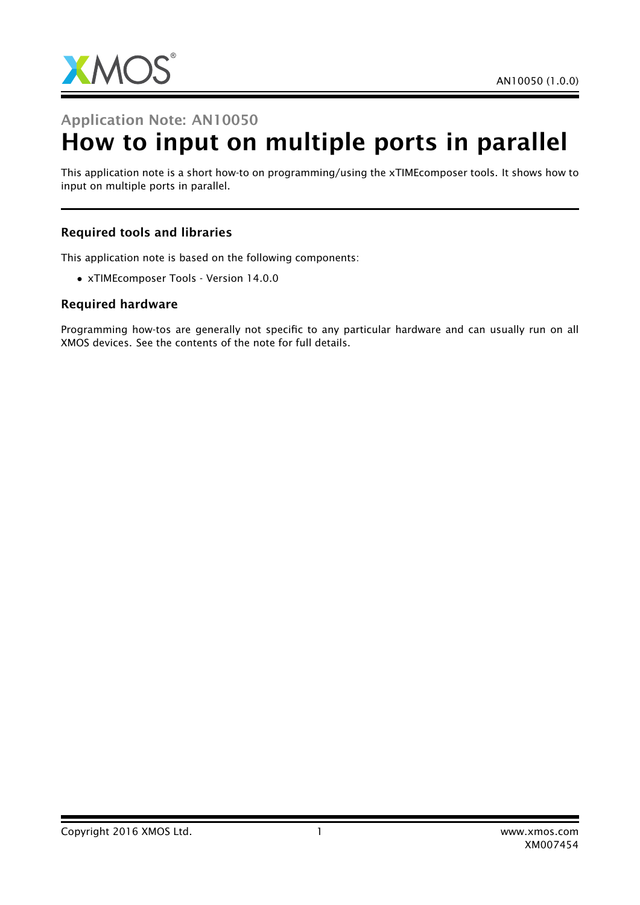## Application Note: AN10050

# How to input on multiple ports in parallel

This application note is a short how-to on programming/using the xTIMEcomposer tools. It shows how to input on multiple ports in parallel.

### Required tools and libraries

This application note is based on the following components:

- xTIMEcomposer Tools - Version 14.0.0

### Required hardware

Programming how-tos are generally not specific to any particular hardware and can usually run on all XMOS devices. See the contents of the note for full details.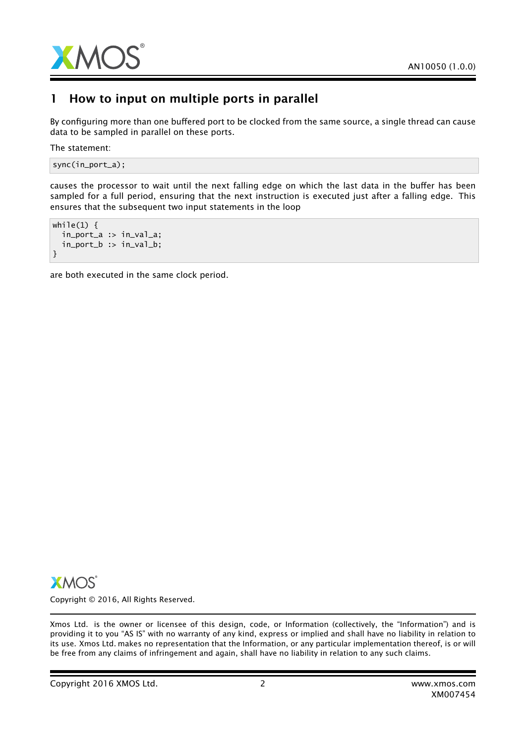# 1 How to input on multiple ports in parallel

By configuring more than one buffered port to be clocked from the same source, a single thread can cause data to be sampled in parallel on these ports.

The statement:

```
sync(in_port_a);
```

causes the processor to wait until the next falling edge on which the last data in the buffer has been sampled for a full period, ensuring that the next instruction is executed just after a falling edge. This ensures that the subsequent two input statements in the loop

```
while(1) {
  in_port_a :> in_val_a;
  in_port_b :> in_val_b;
}
```

are both executed in the same clock period.

Copyright © 2016, All Rights Reserved.

Xmos Ltd. is the owner or licensee of this design, code, or Information (collectively, the "Information") and is providing it to you "AS IS" with no warranty of any kind, express or implied and shall have no liability in relation to its use. Xmos Ltd. makes no representation that the Information, or any particular implementation thereof, is or will be free from any claims of infringement and again, shall have no liability in relation to any such claims.